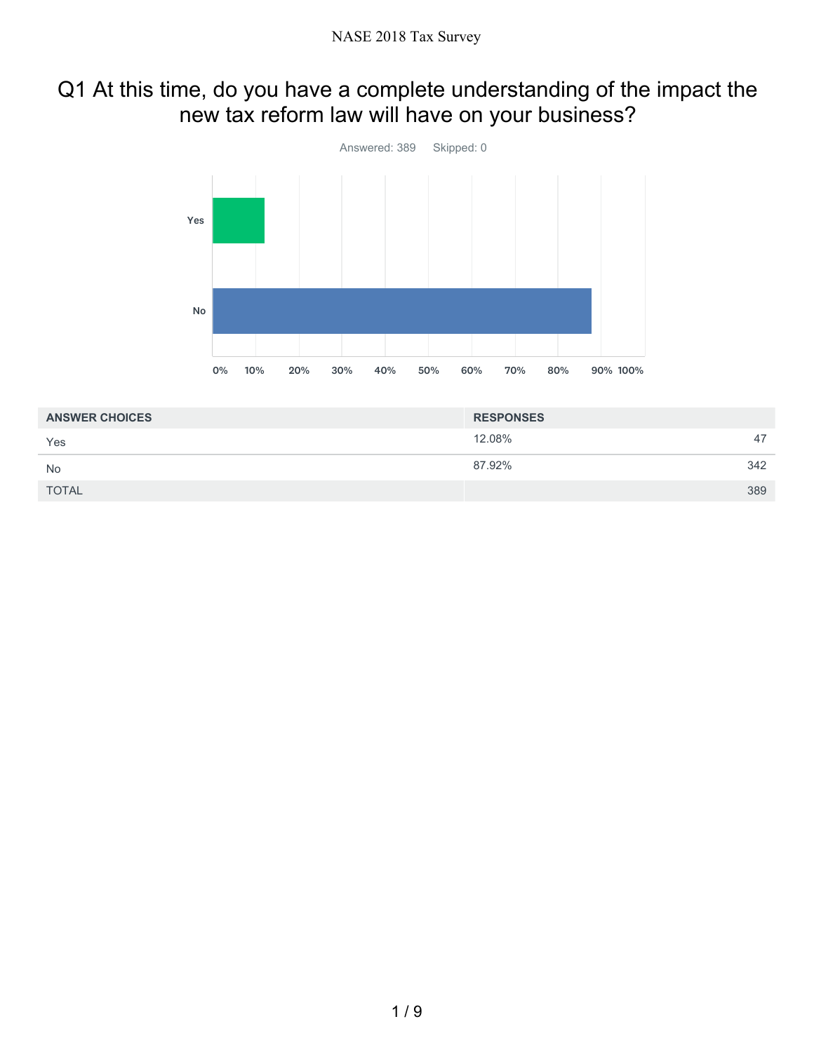# Q1 At this time, do you have a complete understanding of the impact the new tax reform law will have on your business?

Answered: 389    Skipped: 0

| ANSWER CHOICES | RESPONSES | |
|---|---|---|
| Yes | 12.08% | 47 |
| No | 87.92% | 342 |
| TOTAL | | 389 |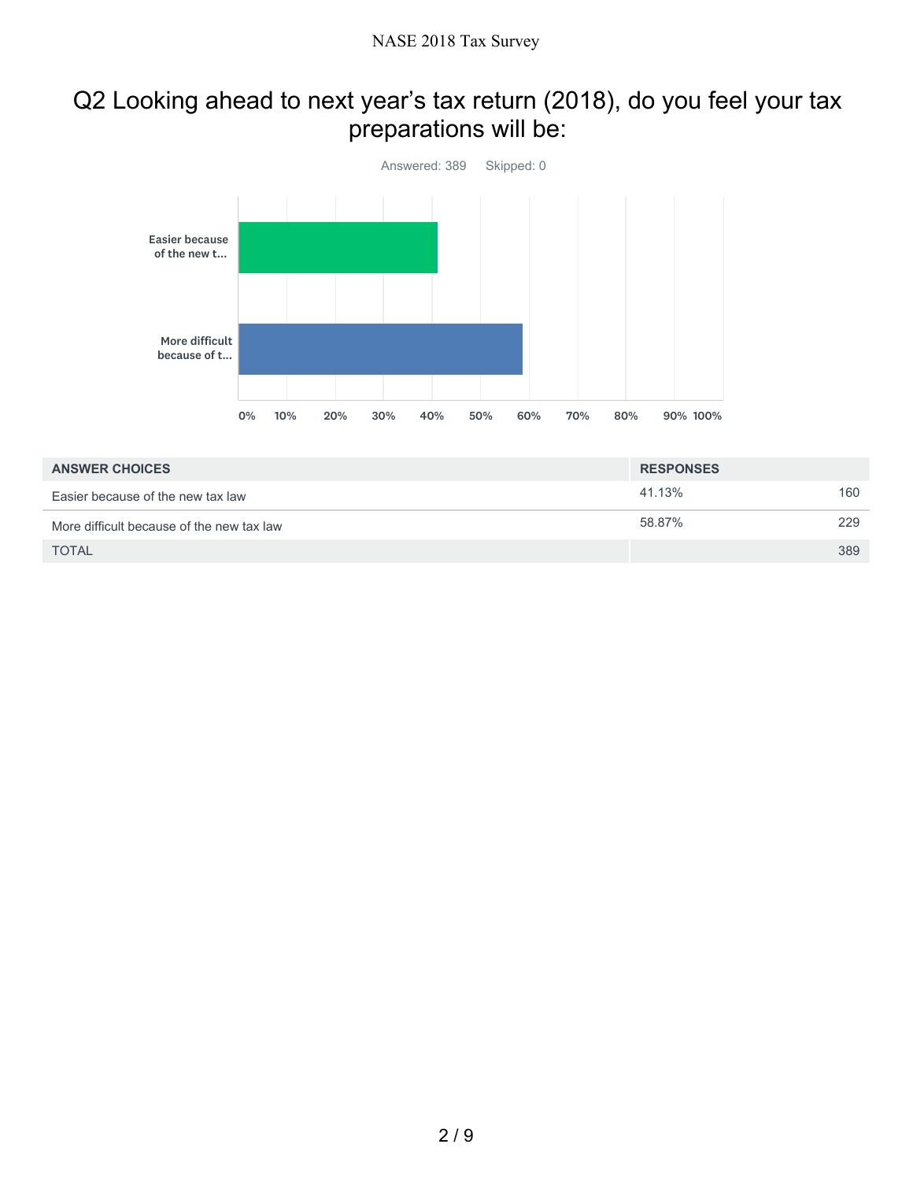## Q2 Looking ahead to next year's tax return (2018), do you feel your tax preparations will be:

Answered: 389 Skipped: 0

| ANSWER CHOICES | RESPONSES | |
|---|---|---|
| Easier because of the new tax law | 41.13% | 160 |
| More difficult because of the new tax law | 58.87% | 229 |
| TOTAL | | 389 |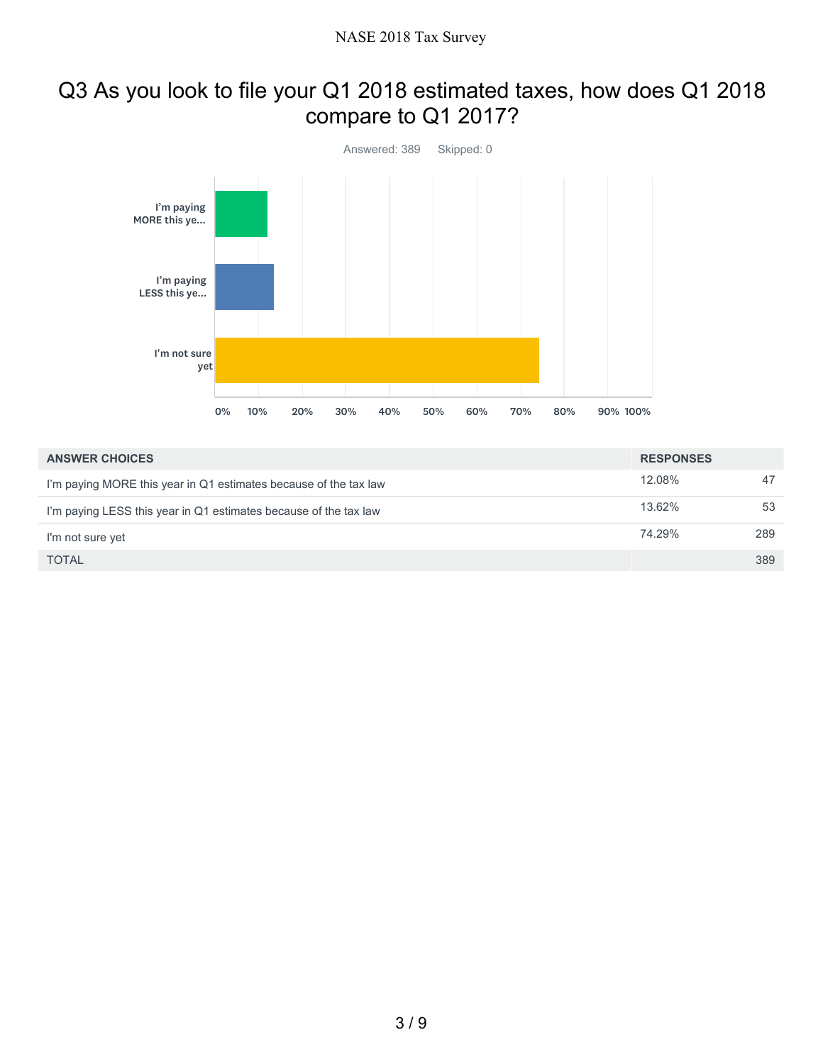## Q3 As you look to file your Q1 2018 estimated taxes, how does Q1 2018 compare to Q1 2017?

Answered: 389    Skipped: 0

| ANSWER CHOICES | RESPONSES | |
|---|---|---|
| I’m paying MORE this year in Q1 estimates because of the tax law | 12.08% | 47 |
| I’m paying LESS this year in Q1 estimates because of the tax law | 13.62% | 53 |
| I'm not sure yet | 74.29% | 289 |
| TOTAL | | 389 |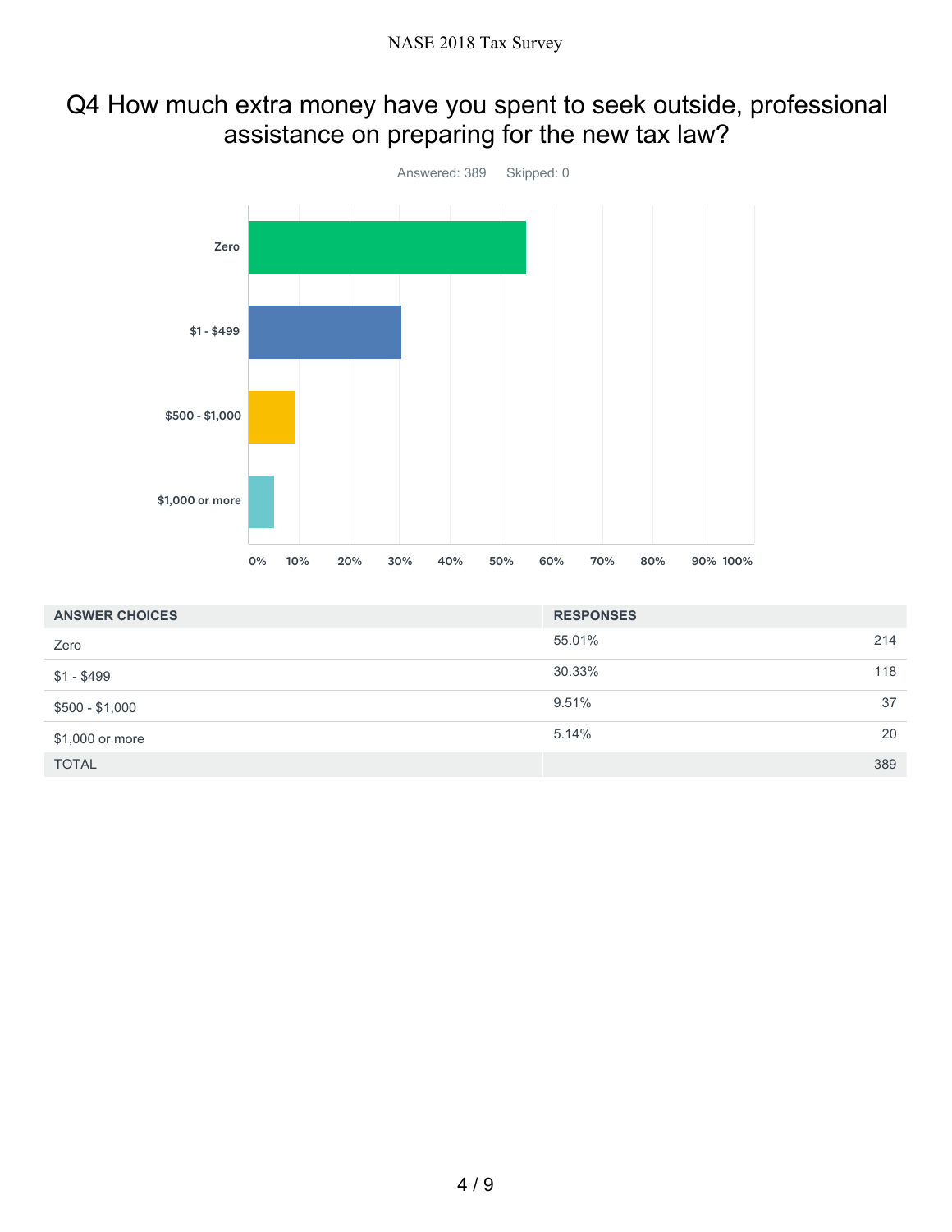# Q4 How much extra money have you spent to seek outside, professional assistance on preparing for the new tax law?

Answered: 389    Skipped: 0

| ANSWER CHOICES | RESPONSES | |
|---|---|---|
| Zero | 55.01% | 214 |
| $1 - $499 | 30.33% | 118 |
| $500 - $1,000 | 9.51% | 37 |
| $1,000 or more | 5.14% | 20 |
| TOTAL | | 389 |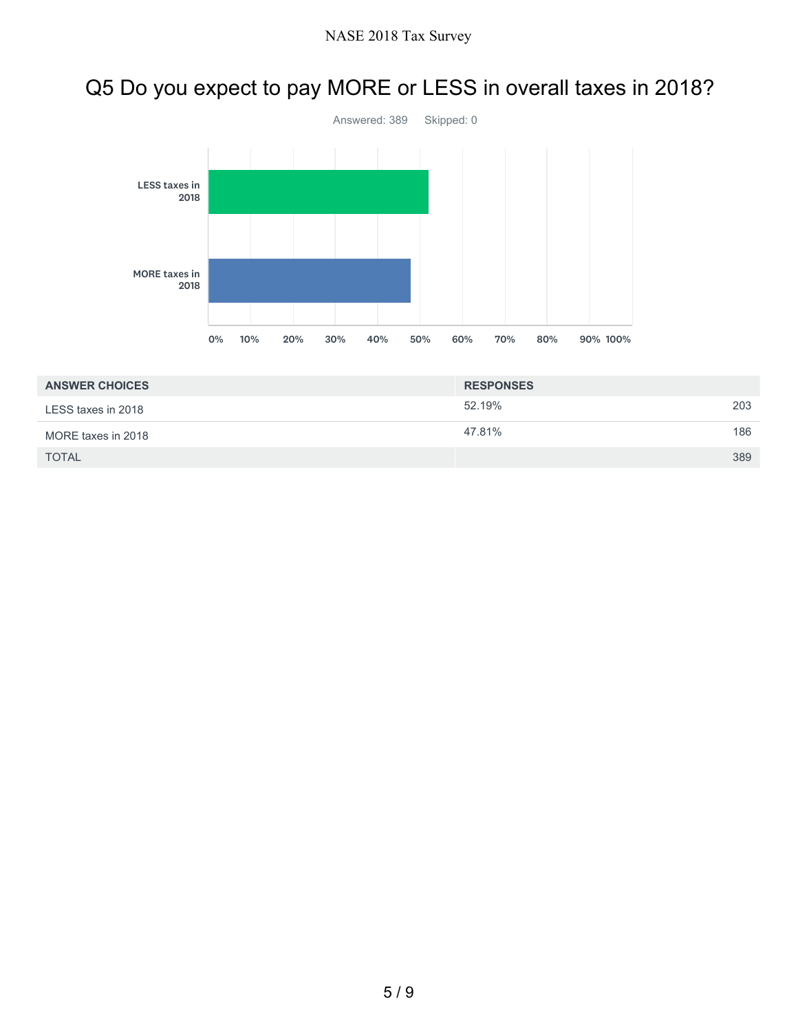# Q5 Do you expect to pay MORE or LESS in overall taxes in 2018?

Answered: 389 Skipped: 0

| ANSWER CHOICES | RESPONSES | |
|---|---|---|
| LESS taxes in 2018 | 52.19% | 203 |
| MORE taxes in 2018 | 47.81% | 186 |
| TOTAL | | 389 |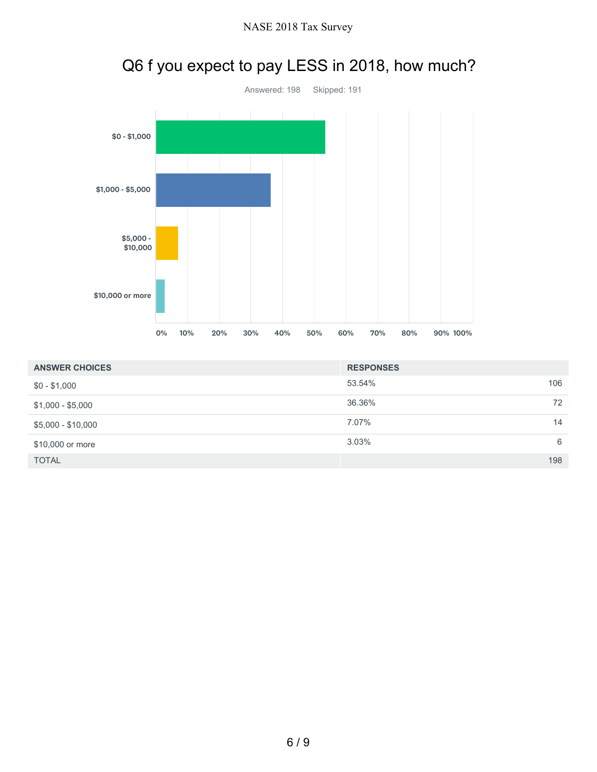## Q6 f you expect to pay LESS in 2018, how much?

Answered: 198 Skipped: 191

| ANSWER CHOICES | RESPONSES | |
| --- | --- | --- |
| $0 - $1,000 | 53.54% | 106 |
| $1,000 - $5,000 | 36.36% | 72 |
| $5,000 - $10,000 | 7.07% | 14 |
| $10,000 or more | 3.03% | 6 |
| TOTAL | | 198 |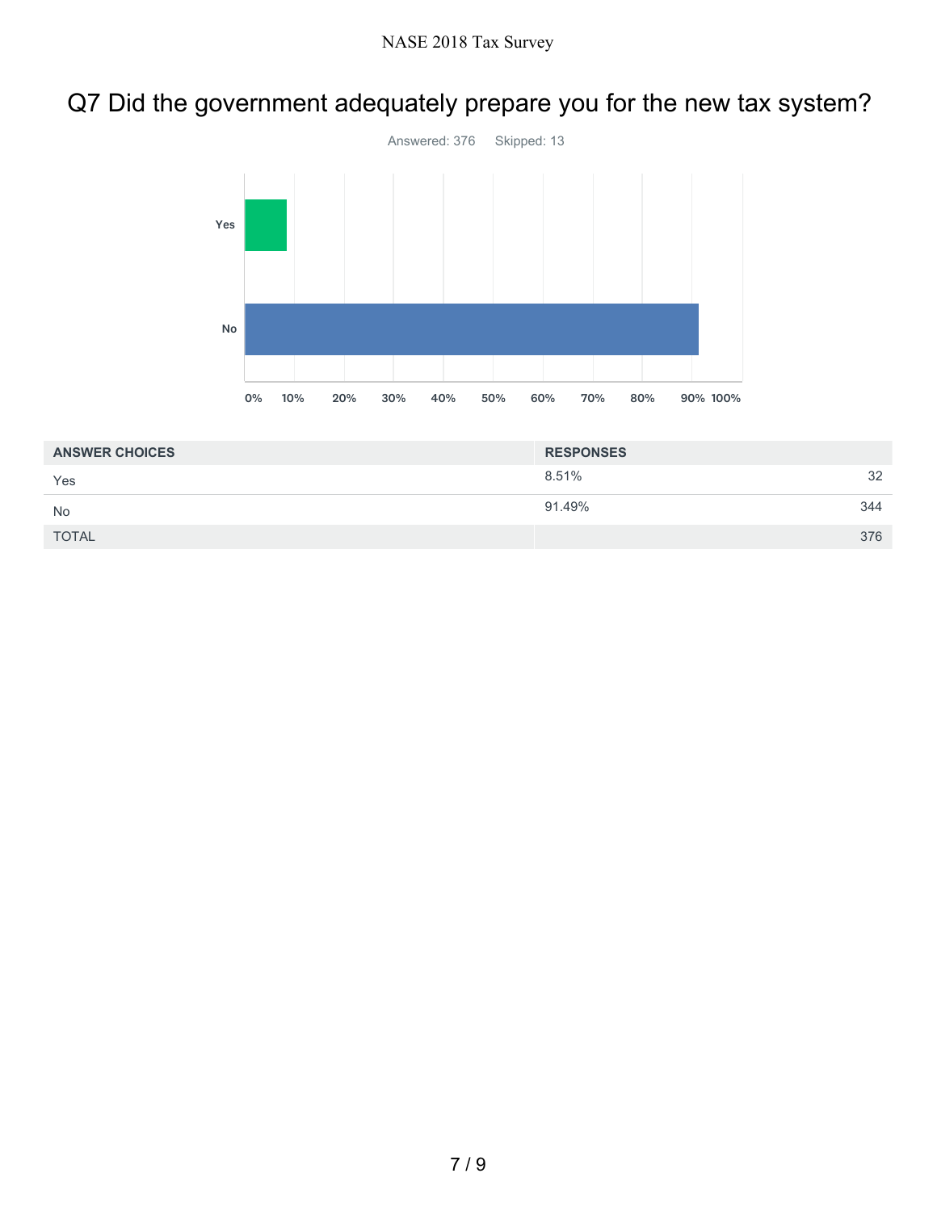# Q7 Did the government adequately prepare you for the new tax system?

Answered: 376 Skipped: 13

| ANSWER CHOICES | RESPONSES | |
|---|---|---|
| Yes | 8.51% | 32 |
| No | 91.49% | 344 |
| TOTAL | | 376 |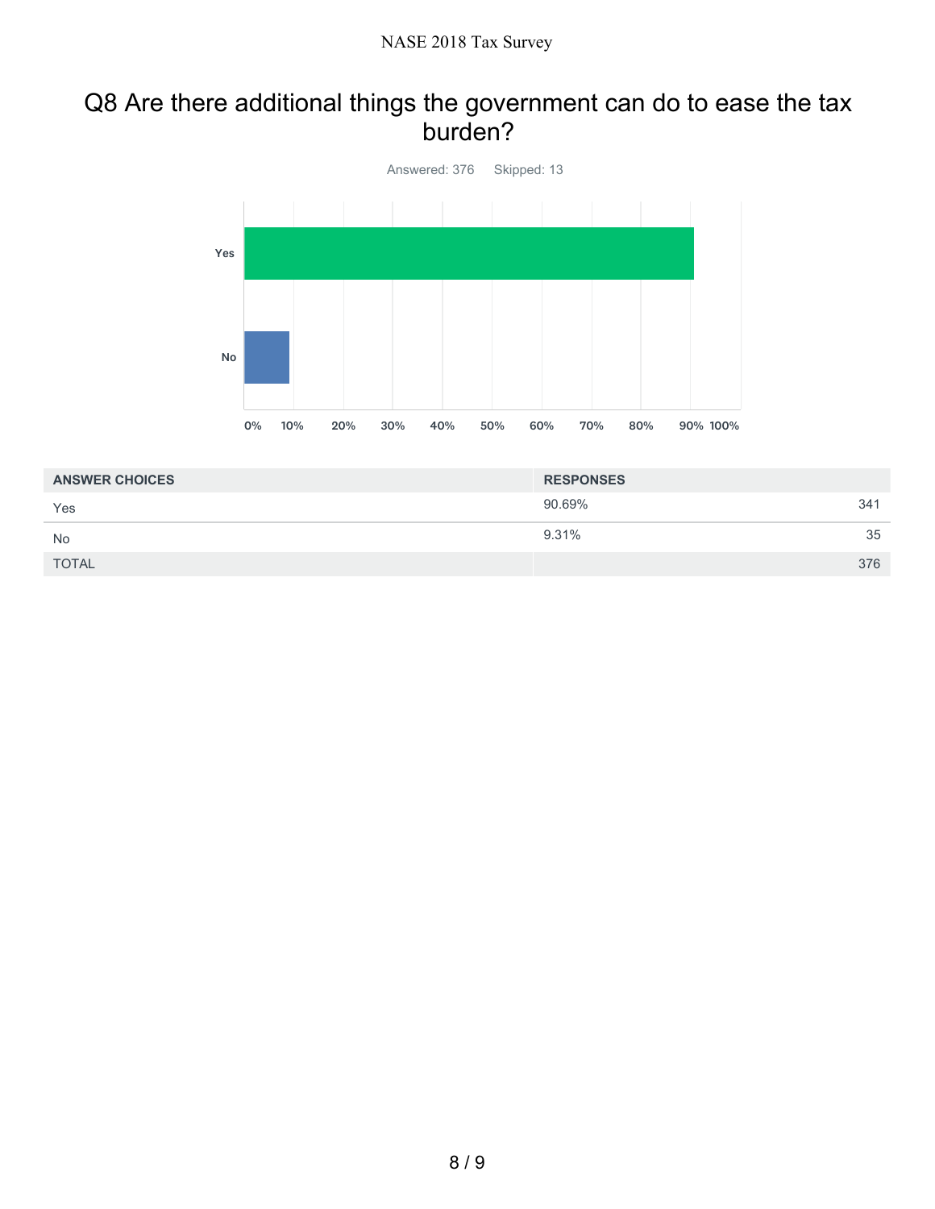## Q8 Are there additional things the government can do to ease the tax burden?

Answered: 376 Skipped: 13

| ANSWER CHOICES | RESPONSES | |
|---|---|---|
| Yes | 90.69% | 341 |
| No | 9.31% | 35 |
| TOTAL | | 376 |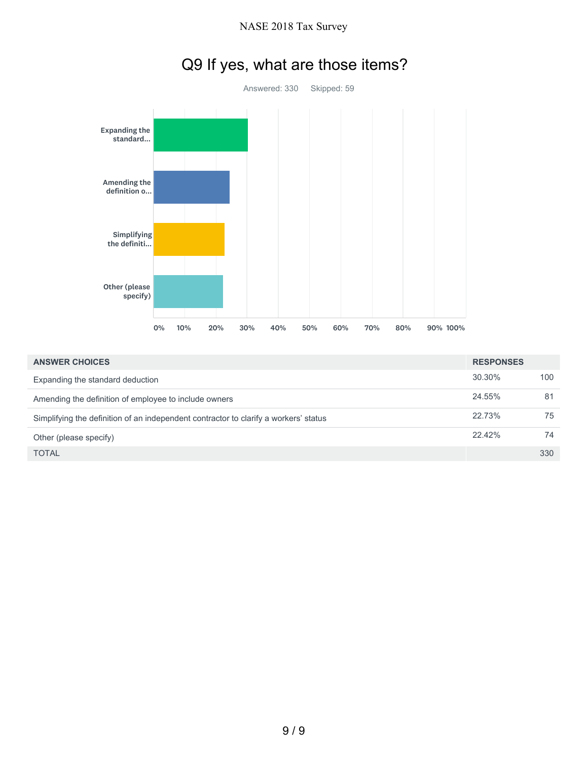# Q9 If yes, what are those items?

Answered: 330 Skipped: 59

Expanding the standard...

Amending the definition o...

Simplifying the definiti...

Other (please specify)

0% 10% 20% 30% 40% 50% 60% 70% 80% 90% 100%

| ANSWER CHOICES | RESPONSES | |
|---|---|---|
| Expanding the standard deduction | 30.30% | 100 |
| Amending the definition of employee to include owners | 24.55% | 81 |
| Simplifying the definition of an independent contractor to clarify a workers' status | 22.73% | 75 |
| Other (please specify) | 22.42% | 74 |
| TOTAL | | 330 |